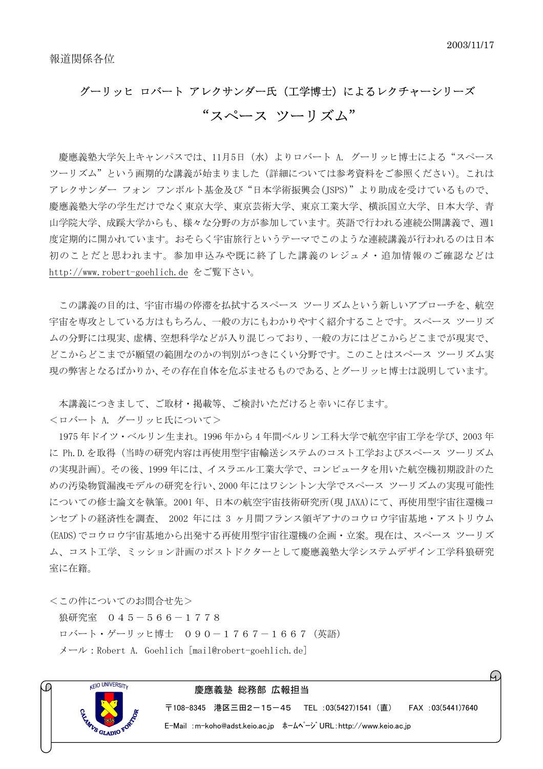2003/11/17

報道関係各位

## グーリッヒ ロバート アレクサンダー氏（工学博士）によるレクチャーシリーズ

# “スペース ツーリズム”

慶應義塾大学矢上キャンパスでは、11月5日（水）よりロバート A. グーリッヒ博士による“スペース ツーリズム”という画期的な講義が始まりました（詳細については参考資料をご参照ください）。これはアレクサンダー フォン フンボルト基金及び“日本学術振興会(JSPS)”より助成を受けているもので、慶應義塾大学の学生だけでなく東京大学、東京芸術大学、東京工業大学、横浜国立大学、日本大学、青山学院大学、成蹊大学からも、様々な分野の方が参加しています。英語で行われる連続公開講義で、週1度定期的に開かれています。おそらく宇宙旅行というテーマでこのような連続講義が行われるのは日本初のことだと思われます。参加申込みや既に終了した講義のレジュメ・追加情報のご確認などは http://www.robert-goehlich.de をご覧下さい。

この講義の目的は、宇宙市場の停滞を払拭するスペース ツーリズムという新しいアプローチを、航空宇宙を専攻している方はもちろん、一般の方にもわかりやすく紹介することです。スペース ツーリズムの分野には現実、虚構、空想科学などが入り混じっており、一般の方にはどこからどこまでが現実で、どこからどこまでが願望の範囲なのかの判別がつきにくい分野です。このことはスペース ツーリズム実現の弊害となるばかりか、その存在自体を危ぶませるものである、とグーリッヒ博士は説明しています。

本講義につきまして、ご取材・掲載等、ご検討いただけると幸いに存じます。

＜ロバート A. グーリッヒ氏について＞

1975年ドイツ・ベルリン生まれ。1996年から4年間ベルリン工科大学で航空宇宙工学を学び、2003年に Ph.D.を取得（当時の研究内容は再使用型宇宙輸送システムのコスト工学およびスペース ツーリズムの実現計画）。その後、1999年には、イスラエル工業大学で、コンピュータを用いた航空機初期設計のための汚染物質漏洩モデルの研究を行い、2000年にはワシントン大学でスペース ツーリズムの実現可能性についての修士論文を執筆。2001年、日本の航空宇宙技術研究所(現 JAXA)にて、再使用型宇宙往還機コンセプトの経済性を調査、 2002 年には 3 ヶ月間フランス領ギアナのコウロウ宇宙基地・アストリウム(EADS)でコウロウ宇宙基地から出発する再使用型宇宙往還機の企画・立案。現在は、スペース ツーリズム、コスト工学、ミッション計画のポストドクターとして慶應義塾大学システムデザイン工学科狼研究室に在籍。

＜この件についてのお問合せ先＞

狼研究室　０４５－５６６－１７７８

ロバート・ゲーリッヒ博士　０９０－１７６７－１６６７（英語）

メール：Robert A. Goehlich [mail@robert-goehlich.de]

**慶應義塾 総務部 広報担当**

〒108-8345　港区三田２－１５－４５　TEL :03(5427)1541（直）　FAX :03(5441)7640

E-Mail :m-koho@adst.keio.ac.jp　ﾎｰﾑﾍﾟｰｼﾞ URL:http://www.keio.ac.jp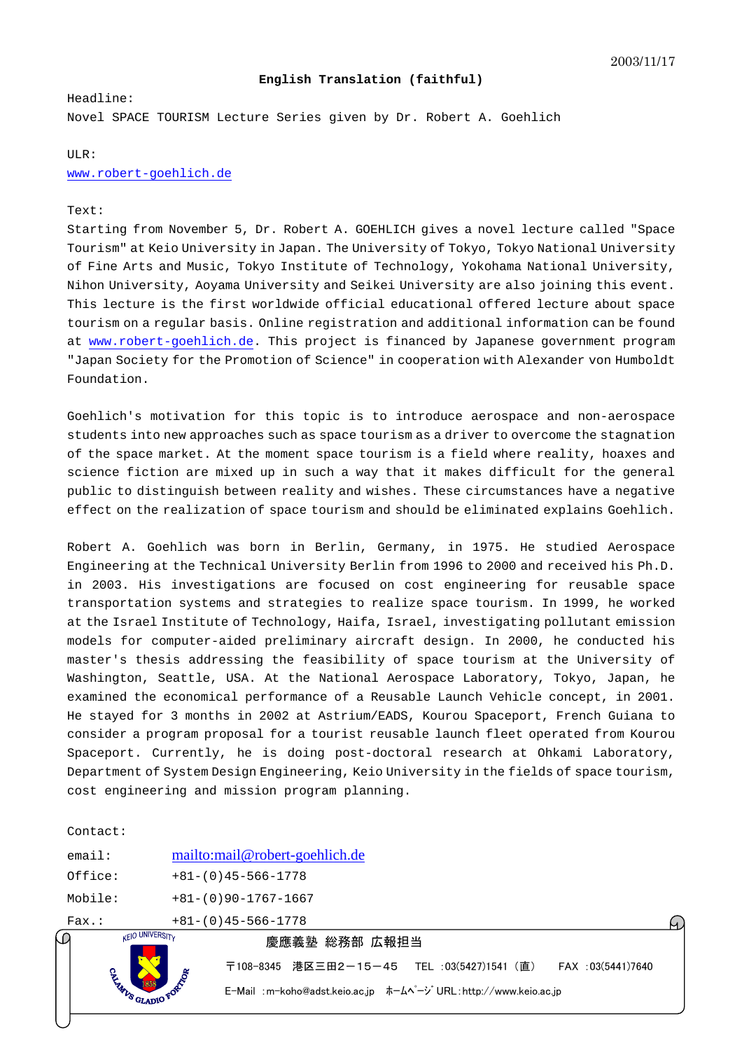2003/11/17

**English Translation (faithful)**

Headline:
Novel SPACE TOURISM Lecture Series given by Dr. Robert A. Goehlich

ULR:
www.robert-goehlich.de

Text:
Starting from November 5, Dr. Robert A. GOEHLICH gives a novel lecture called "Space Tourism" at Keio University in Japan. The University of Tokyo, Tokyo National University of Fine Arts and Music, Tokyo Institute of Technology, Yokohama National University, Nihon University, Aoyama University and Seikei University are also joining this event. This lecture is the first worldwide official educational offered lecture about space tourism on a regular basis. Online registration and additional information can be found at www.robert-goehlich.de. This project is financed by Japanese government program "Japan Society for the Promotion of Science" in cooperation with Alexander von Humboldt Foundation.

Goehlich's motivation for this topic is to introduce aerospace and non-aerospace students into new approaches such as space tourism as a driver to overcome the stagnation of the space market. At the moment space tourism is a field where reality, hoaxes and science fiction are mixed up in such a way that it makes difficult for the general public to distinguish between reality and wishes. These circumstances have a negative effect on the realization of space tourism and should be eliminated explains Goehlich.

Robert A. Goehlich was born in Berlin, Germany, in 1975. He studied Aerospace Engineering at the Technical University Berlin from 1996 to 2000 and received his Ph.D. in 2003. His investigations are focused on cost engineering for reusable space transportation systems and strategies to realize space tourism. In 1999, he worked at the Israel Institute of Technology, Haifa, Israel, investigating pollutant emission models for computer-aided preliminary aircraft design. In 2000, he conducted his master's thesis addressing the feasibility of space tourism at the University of Washington, Seattle, USA. At the National Aerospace Laboratory, Tokyo, Japan, he examined the economical performance of a Reusable Launch Vehicle concept, in 2001. He stayed for 3 months in 2002 at Astrium/EADS, Kourou Spaceport, French Guiana to consider a program proposal for a tourist reusable launch fleet operated from Kourou Spaceport. Currently, he is doing post-doctoral research at Ohkami Laboratory, Department of System Design Engineering, Keio University in the fields of space tourism, cost engineering and mission program planning.

Contact:

| | |
|---|---|
| email: | mailto:mail@robert-goehlich.de |
| Office: | +81-(0)45-566-1778 |
| Mobile: | +81-(0)90-1767-1667 |
| Fax.: | +81-(0)45-566-1778 |

慶應義塾 総務部 広報担当

〒108-8345 港区三田2−15−45　TEL :03(5427)1541（直）　FAX :03(5441)7640

E-Mail :m-koho@adst.keio.ac.jp　ﾎｰﾑﾍﾟｰｼﾞ URL:http://www.keio.ac.jp